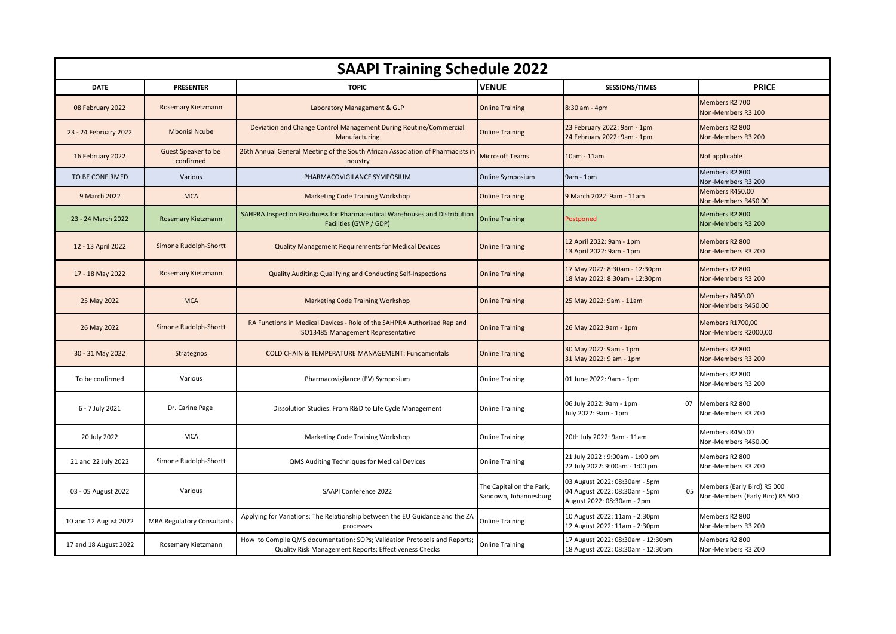# SAAPI Training Schedule 2022

| DATE | PRESENTER | TOPIC | VENUE | SESSIONS/TIMES | PRICE |
|---|---|---|---|---|---|
| 08 February 2022 | Rosemary Kietzmann | Laboratory Management & GLP | Online Training | 8:30 am - 4pm | Members R2 700<br>Non-Members R3 100 |
| 23 - 24 February 2022 | Mbonisi Ncube | Deviation and Change Control Management During Routine/Commercial Manufacturing | Online Training | 23 February 2022: 9am - 1pm<br>24 February 2022: 9am - 1pm | Members R2 800<br>Non-Members R3 200 |
| 16 February 2022 | Guest Speaker to be confirmed | 26th Annual General Meeting of the South African Association of Pharmacists in Industry | Microsoft Teams | 10am - 11am | Not applicable |
| TO BE CONFIRMED | Various | PHARMACOVIGILANCE SYMPOSIUM | Online Symposium | 9am - 1pm | Members R2 800<br>Non-Members R3 200 |
| 9 March 2022 | MCA | Marketing Code Training Workshop | Online Training | 9 March 2022: 9am - 11am | Members R450.00<br>Non-Members R450.00 |
| 23 - 24 March 2022 | Rosemary Kietzmann | SAHPRA Inspection Readiness for Pharmaceutical Warehouses and Distribution Facilities (GWP / GDP) | Online Training | Postponed | Members R2 800<br>Non-Members R3 200 |
| 12 - 13 April 2022 | Simone Rudolph-Shortt | Quality Management Requirements for Medical Devices | Online Training | 12 April 2022: 9am - 1pm<br>13 April 2022: 9am - 1pm | Members R2 800<br>Non-Members R3 200 |
| 17 - 18 May 2022 | Rosemary Kietzmann | Quality Auditing: Qualifying and Conducting Self-Inspections | Online Training | 17 May 2022: 8:30am - 12:30pm<br>18 May 2022: 8:30am - 12:30pm | Members R2 800<br>Non-Members R3 200 |
| 25 May 2022 | MCA | Marketing Code Training Workshop | Online Training | 25 May 2022: 9am - 11am | Members R450.00<br>Non-Members R450.00 |
| 26 May 2022 | Simone Rudolph-Shortt | RA Functions in Medical Devices - Role of the SAHPRA Authorised Rep and ISO13485 Management Representative | Online Training | 26 May 2022:9am - 1pm | Members R1700,00<br>Non-Members R2000,00 |
| 30 - 31 May 2022 | Strategnos | COLD CHAIN & TEMPERATURE MANAGEMENT: Fundamentals | Online Training | 30 May 2022: 9am - 1pm<br>31 May 2022: 9 am - 1pm | Members R2 800<br>Non-Members R3 200 |
| To be confirmed | Various | Pharmacovigilance (PV) Symposium | Online Training | 01 June 2022: 9am - 1pm | Members R2 800<br>Non-Members R3 200 |
| 6 - 7 July 2021 | Dr. Carine Page | Dissolution Studies: From R&D to Life Cycle Management | Online Training | 06 July 2022: 9am - 1pm 07 July 2022: 9am - 1pm | Members R2 800<br>Non-Members R3 200 |
| 20 July 2022 | MCA | Marketing Code Training Workshop | Online Training | 20th July 2022: 9am - 11am | Members R450.00<br>Non-Members R450.00 |
| 21 and 22 July 2022 | Simone Rudolph-Shortt | QMS Auditing Techniques for Medical Devices | Online Training | 21 July 2022 : 9:00am - 1:00 pm<br>22 July 2022: 9:00am - 1:00 pm | Members R2 800<br>Non-Members R3 200 |
| 03 - 05 August 2022 | Various | SAAPI Conference 2022 | The Capital on the Park, Sandown, Johannesburg | 03 August 2022: 08:30am - 5pm<br>04 August 2022: 08:30am - 5pm 05 August 2022: 08:30am - 2pm | Members (Early Bird) R5 000<br>Non-Members (Early Bird) R5 500 |
| 10 and 12 August 2022 | MRA Regulatory Consultants | Applying for Variations: The Relationship between the EU Guidance and the ZA processes | Online Training | 10 August 2022: 11am - 2:30pm<br>12 August 2022: 11am - 2:30pm | Members R2 800<br>Non-Members R3 200 |
| 17 and 18 August 2022 | Rosemary Kietzmann | How to Compile QMS documentation: SOPs; Validation Protocols and Reports; Quality Risk Management Reports; Effectiveness Checks | Online Training | 17 August 2022: 08:30am - 12:30pm<br>18 August 2022: 08:30am - 12:30pm | Members R2 800<br>Non-Members R3 200 |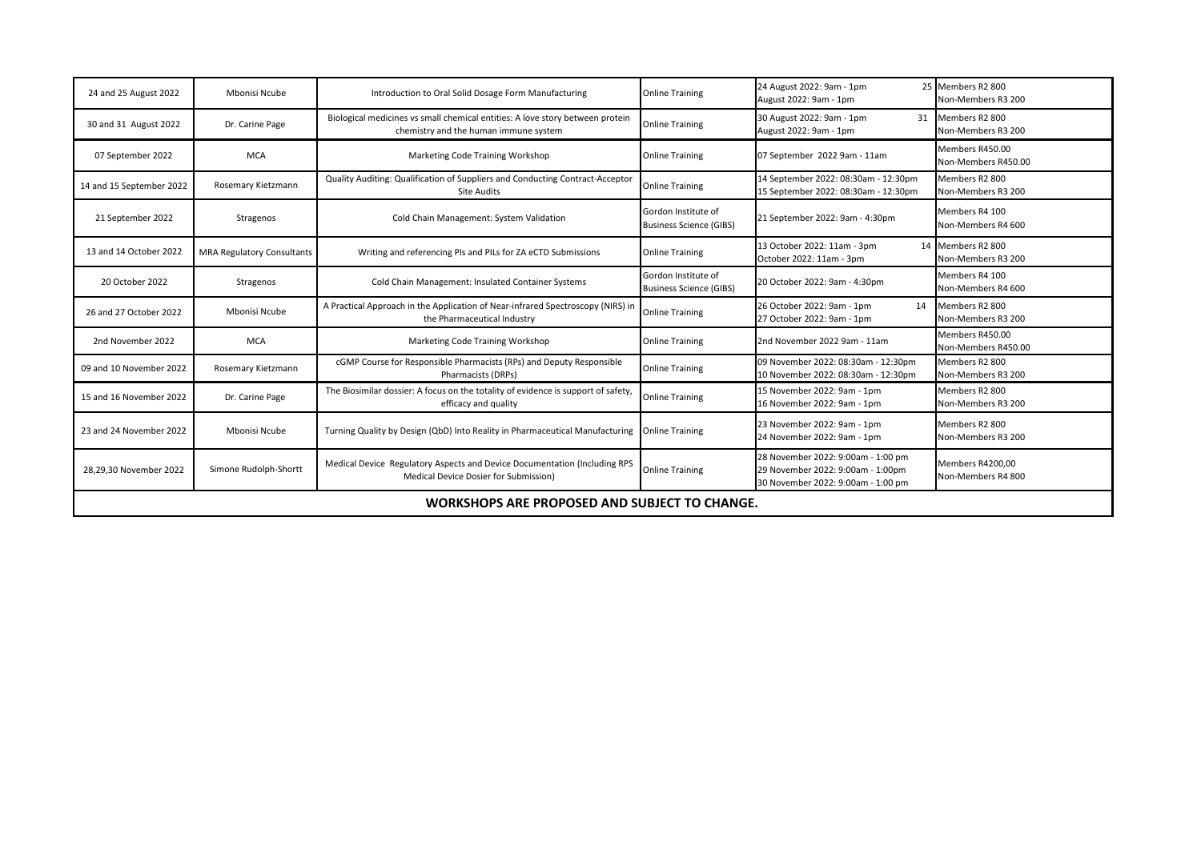| | | | | | |
|---|---|---|---|---|---|
| 24 and 25 August 2022 | Mbonisi Ncube | Introduction to Oral Solid Dosage Form Manufacturing | Online Training | 24 August 2022: 9am - 1pm 25 August 2022: 9am - 1pm | Members R2 800 Non-Members R3 200 |
| 30 and 31 August 2022 | Dr. Carine Page | Biological medicines vs small chemical entities: A love story between protein chemistry and the human immune system | Online Training | 30 August 2022: 9am - 1pm 31 August 2022: 9am - 1pm | Members R2 800 Non-Members R3 200 |
| 07 September 2022 | MCA | Marketing Code Training Workshop | Online Training | 07 September 2022 9am - 11am | Members R450.00 Non-Members R450.00 |
| 14 and 15 September 2022 | Rosemary Kietzmann | Quality Auditing: Qualification of Suppliers and Conducting Contract-Acceptor Site Audits | Online Training | 14 September 2022: 08:30am - 12:30pm 15 September 2022: 08:30am - 12:30pm | Members R2 800 Non-Members R3 200 |
| 21 September 2022 | Stragenos | Cold Chain Management: System Validation | Gordon Institute of Business Science (GIBS) | 21 September 2022: 9am - 4:30pm | Members R4 100 Non-Members R4 600 |
| 13 and 14 October 2022 | MRA Regulatory Consultants | Writing and referencing PIs and PILs for ZA eCTD Submissions | Online Training | 13 October 2022: 11am - 3pm 14 October 2022: 11am - 3pm | Members R2 800 Non-Members R3 200 |
| 20 October 2022 | Stragenos | Cold Chain Management: Insulated Container Systems | Gordon Institute of Business Science (GIBS) | 20 October 2022: 9am - 4:30pm | Members R4 100 Non-Members R4 600 |
| 26 and 27 October 2022 | Mbonisi Ncube | A Practical Approach in the Application of Near-infrared Spectroscopy (NIRS) in the Pharmaceutical Industry | Online Training | 26 October 2022: 9am - 1pm 14 27 October 2022: 9am - 1pm | Members R2 800 Non-Members R3 200 |
| 2nd November 2022 | MCA | Marketing Code Training Workshop | Online Training | 2nd November 2022 9am - 11am | Members R450.00 Non-Members R450.00 |
| 09 and 10 November 2022 | Rosemary Kietzmann | cGMP Course for Responsible Pharmacists (RPs) and Deputy Responsible Pharmacists (DRPs) | Online Training | 09 November 2022: 08:30am - 12:30pm 10 November 2022: 08:30am - 12:30pm | Members R2 800 Non-Members R3 200 |
| 15 and 16 November 2022 | Dr. Carine Page | The Biosimilar dossier: A focus on the totality of evidence is support of safety, efficacy and quality | Online Training | 15 November 2022: 9am - 1pm 16 November 2022: 9am - 1pm | Members R2 800 Non-Members R3 200 |
| 23 and 24 November 2022 | Mbonisi Ncube | Turning Quality by Design (QbD) Into Reality in Pharmaceutical Manufacturing | Online Training | 23 November 2022: 9am - 1pm 24 November 2022: 9am - 1pm | Members R2 800 Non-Members R3 200 |
| 28,29,30 November 2022 | Simone Rudolph-Shortt | Medical Device Regulatory Aspects and Device Documentation (Including RPS Medical Device Dosier for Submission) | Online Training | 28 November 2022: 9:00am - 1:00 pm 29 November 2022: 9:00am - 1:00pm 30 November 2022: 9:00am - 1:00 pm | Members R4200,00 Non-Members R4 800 |

**WORKSHOPS ARE PROPOSED AND SUBJECT TO CHANGE.**